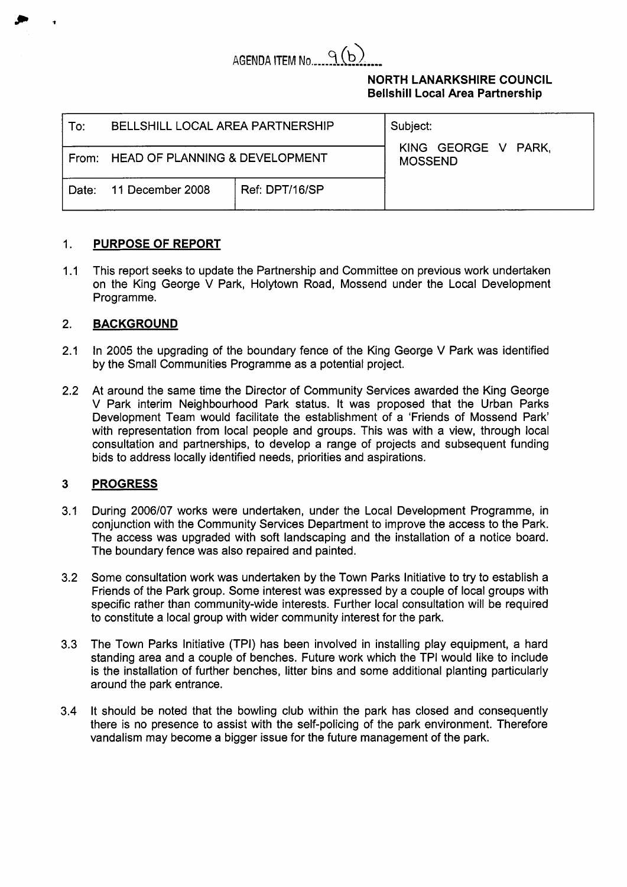AGENDA ITEM No. 9(b)

**NORTH LANARKSHIRE COUNCIL**
**Bellshill Local Area Partnership**

| To: BELLSHILL LOCAL AREA PARTNERSHIP | | Subject: KING GEORGE V PARK, MOSSEND |
|---|---|---|
| From: HEAD OF PLANNING & DEVELOPMENT | | |
| Date: 11 December 2008 | Ref: DPT/16/SP | |

## 1. PURPOSE OF REPORT

1.1 This report seeks to update the Partnership and Committee on previous work undertaken on the King George V Park, Holytown Road, Mossend under the Local Development Programme.

## 2. BACKGROUND

2.1 In 2005 the upgrading of the boundary fence of the King George V Park was identified by the Small Communities Programme as a potential project.

2.2 At around the same time the Director of Community Services awarded the King George V Park interim Neighbourhood Park status. It was proposed that the Urban Parks Development Team would facilitate the establishment of a 'Friends of Mossend Park' with representation from local people and groups. This was with a view, through local consultation and partnerships, to develop a range of projects and subsequent funding bids to address locally identified needs, priorities and aspirations.

## 3 PROGRESS

3.1 During 2006/07 works were undertaken, under the Local Development Programme, in conjunction with the Community Services Department to improve the access to the Park. The access was upgraded with soft landscaping and the installation of a notice board. The boundary fence was also repaired and painted.

3.2 Some consultation work was undertaken by the Town Parks Initiative to try to establish a Friends of the Park group. Some interest was expressed by a couple of local groups with specific rather than community-wide interests. Further local consultation will be required to constitute a local group with wider community interest for the park.

3.3 The Town Parks Initiative (TPI) has been involved in installing play equipment, a hard standing area and a couple of benches. Future work which the TPI would like to include is the installation of further benches, litter bins and some additional planting particularly around the park entrance.

3.4 It should be noted that the bowling club within the park has closed and consequently there is no presence to assist with the self-policing of the park environment. Therefore vandalism may become a bigger issue for the future management of the park.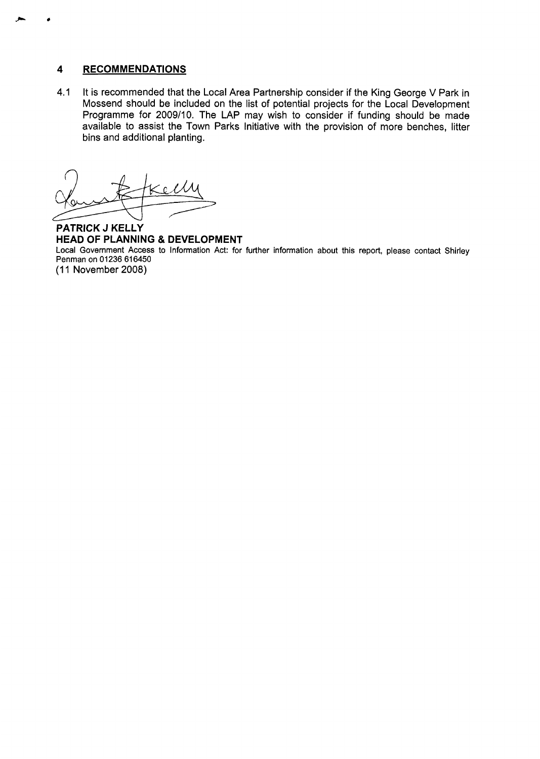## 4 RECOMMENDATIONS

4.1 It is recommended that the Local Area Partnership consider if the King George V Park in Mossend should be included on the list of potential projects for the Local Development Programme for 2009/10. The LAP may wish to consider if funding should be made available to assist the Town Parks Initiative with the provision of more benches, litter bins and additional planting.

**PATRICK J KELLY**
**HEAD OF PLANNING & DEVELOPMENT**

Local Government Access to Information Act: for further information about this report, please contact Shirley Penman on 01236 616450

(11 November 2008)